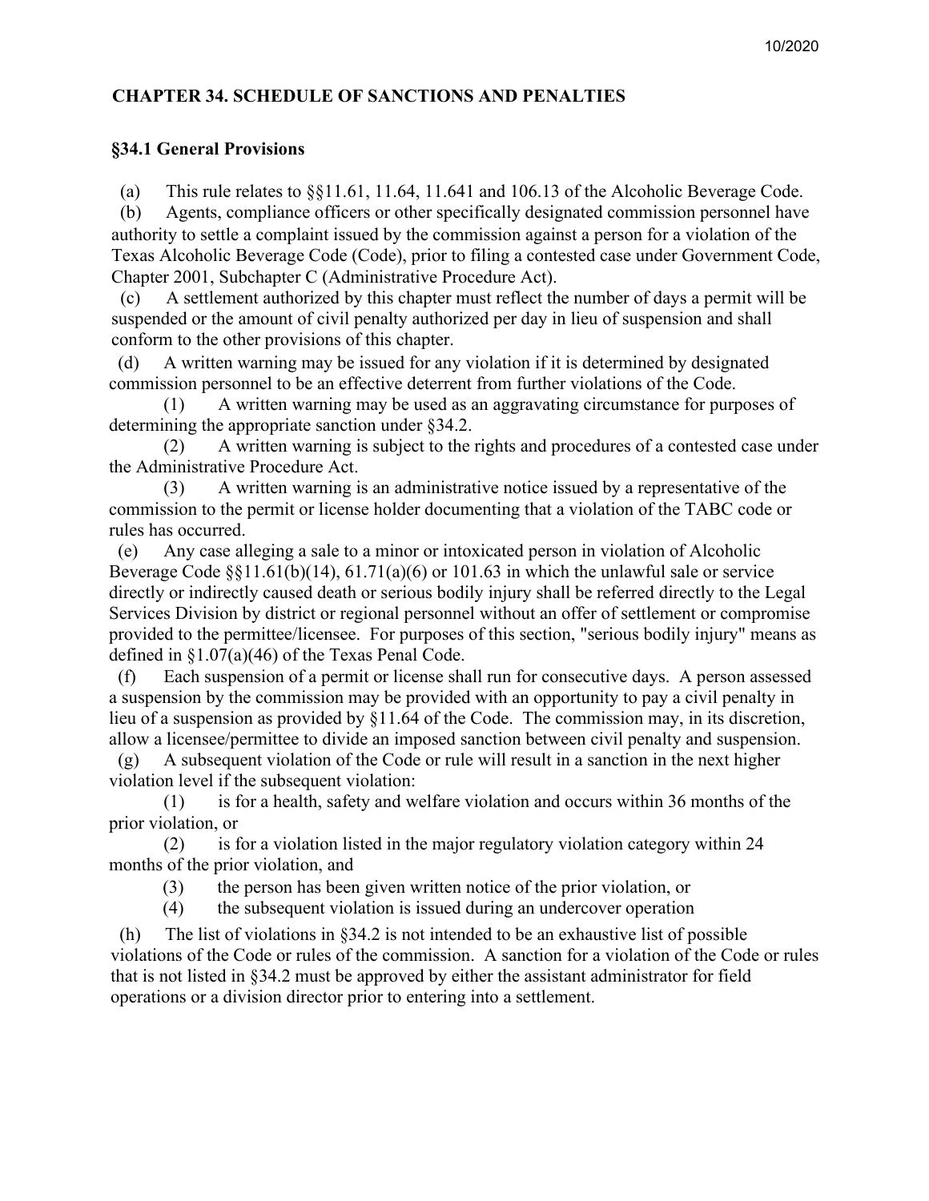# CHAPTER 34. SCHEDULE OF SANCTIONS AND PENALTIES

## §34.1 General Provisions

(a) This rule relates to §§11.61, 11.64, 11.641 and 106.13 of the Alcoholic Beverage Code.

(b) Agents, compliance officers or other specifically designated commission personnel have authority to settle a complaint issued by the commission against a person for a violation of the Texas Alcoholic Beverage Code (Code), prior to filing a contested case under Government Code, Chapter 2001, Subchapter C (Administrative Procedure Act).

(c) A settlement authorized by this chapter must reflect the number of days a permit will be suspended or the amount of civil penalty authorized per day in lieu of suspension and shall conform to the other provisions of this chapter.

(d) A written warning may be issued for any violation if it is determined by designated commission personnel to be an effective deterrent from further violations of the Code.

(1) A written warning may be used as an aggravating circumstance for purposes of determining the appropriate sanction under §34.2.

(2) A written warning is subject to the rights and procedures of a contested case under the Administrative Procedure Act.

(3) A written warning is an administrative notice issued by a representative of the commission to the permit or license holder documenting that a violation of the TABC code or rules has occurred.

(e) Any case alleging a sale to a minor or intoxicated person in violation of Alcoholic Beverage Code §§11.61(b)(14), 61.71(a)(6) or 101.63 in which the unlawful sale or service directly or indirectly caused death or serious bodily injury shall be referred directly to the Legal Services Division by district or regional personnel without an offer of settlement or compromise provided to the permittee/licensee. For purposes of this section, "serious bodily injury" means as defined in §1.07(a)(46) of the Texas Penal Code.

(f) Each suspension of a permit or license shall run for consecutive days. A person assessed a suspension by the commission may be provided with an opportunity to pay a civil penalty in lieu of a suspension as provided by §11.64 of the Code. The commission may, in its discretion, allow a licensee/permittee to divide an imposed sanction between civil penalty and suspension.

(g) A subsequent violation of the Code or rule will result in a sanction in the next higher violation level if the subsequent violation:

(1) is for a health, safety and welfare violation and occurs within 36 months of the prior violation, or

(2) is for a violation listed in the major regulatory violation category within 24 months of the prior violation, and

(3) the person has been given written notice of the prior violation, or

(4) the subsequent violation is issued during an undercover operation

(h) The list of violations in §34.2 is not intended to be an exhaustive list of possible violations of the Code or rules of the commission. A sanction for a violation of the Code or rules that is not listed in §34.2 must be approved by either the assistant administrator for field operations or a division director prior to entering into a settlement.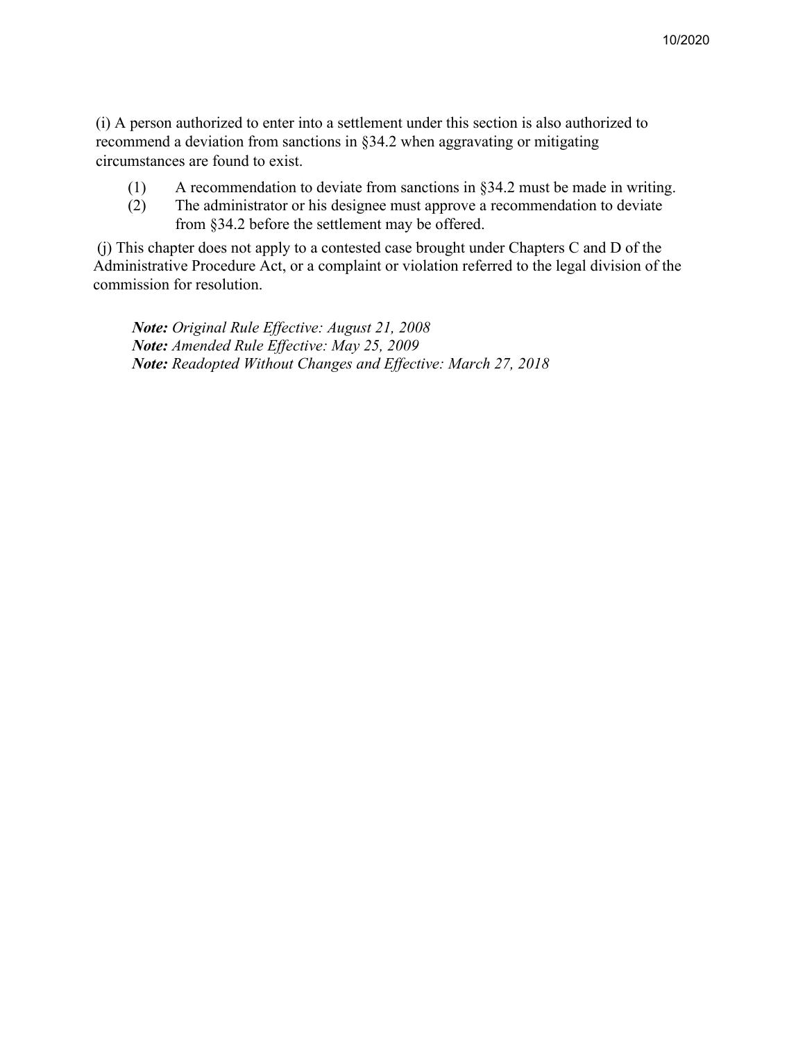(i) A person authorized to enter into a settlement under this section is also authorized to recommend a deviation from sanctions in §34.2 when aggravating or mitigating circumstances are found to exist.

(1) A recommendation to deviate from sanctions in §34.2 must be made in writing.
(2) The administrator or his designee must approve a recommendation to deviate from §34.2 before the settlement may be offered.

(j) This chapter does not apply to a contested case brought under Chapters C and D of the Administrative Procedure Act, or a complaint or violation referred to the legal division of the commission for resolution.

***Note:*** *Original Rule Effective: August 21, 2008*
***Note:*** *Amended Rule Effective: May 25, 2009*
***Note:*** *Readopted Without Changes and Effective: March 27, 2018*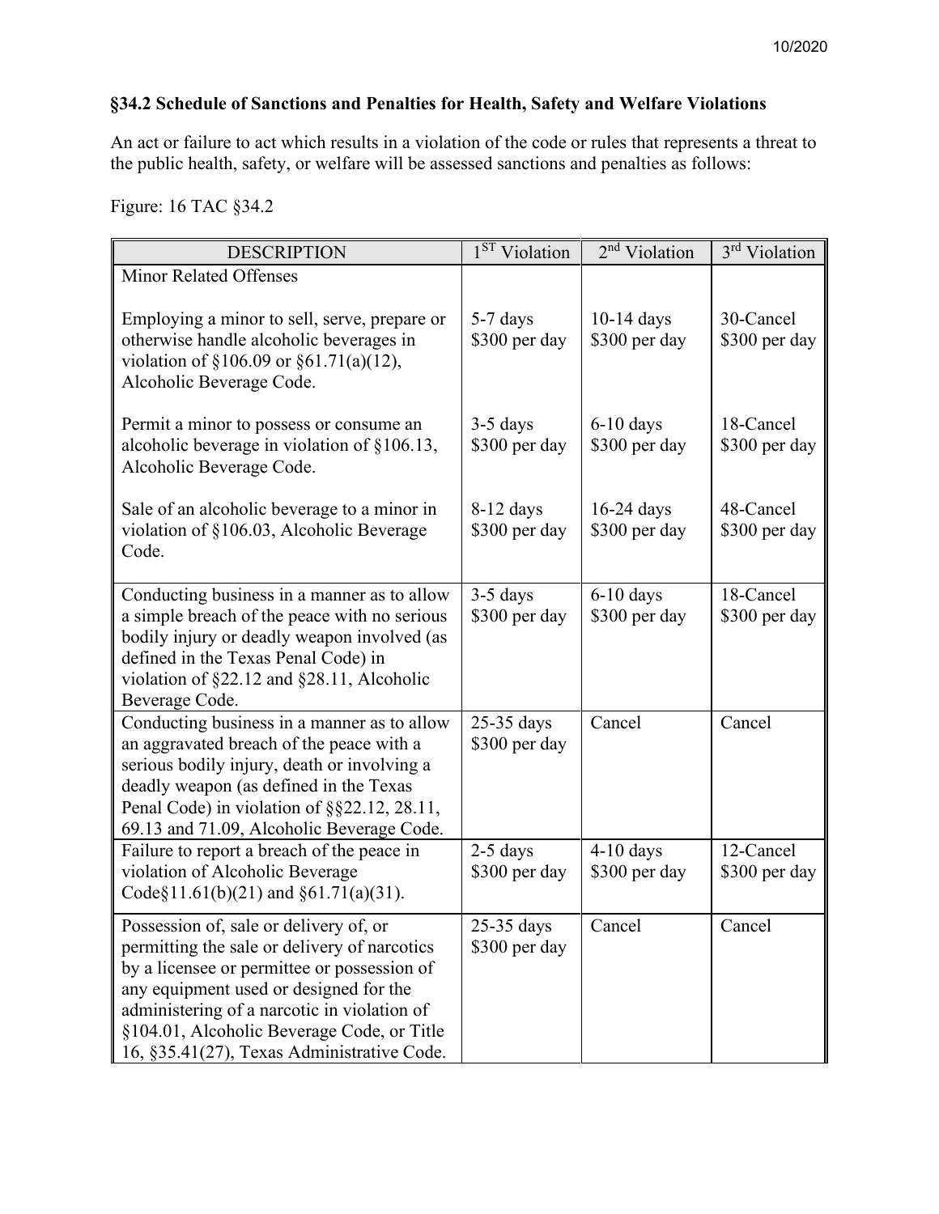## §34.2 Schedule of Sanctions and Penalties for Health, Safety and Welfare Violations

An act or failure to act which results in a violation of the code or rules that represents a threat to the public health, safety, or welfare will be assessed sanctions and penalties as follows:

Figure: 16 TAC §34.2

| DESCRIPTION | 1ST Violation | 2nd Violation | 3rd Violation |
|---|---|---|---|
| Minor Related Offenses | | | |
| Employing a minor to sell, serve, prepare or otherwise handle alcoholic beverages in violation of §106.09 or §61.71(a)(12), Alcoholic Beverage Code. | 5-7 days $300 per day | 10-14 days $300 per day | 30-Cancel $300 per day |
| Permit a minor to possess or consume an alcoholic beverage in violation of §106.13, Alcoholic Beverage Code. | 3-5 days $300 per day | 6-10 days $300 per day | 18-Cancel $300 per day |
| Sale of an alcoholic beverage to a minor in violation of §106.03, Alcoholic Beverage Code. | 8-12 days $300 per day | 16-24 days $300 per day | 48-Cancel $300 per day |
| Conducting business in a manner as to allow a simple breach of the peace with no serious bodily injury or deadly weapon involved (as defined in the Texas Penal Code) in violation of §22.12 and §28.11, Alcoholic Beverage Code. | 3-5 days $300 per day | 6-10 days $300 per day | 18-Cancel $300 per day |
| Conducting business in a manner as to allow an aggravated breach of the peace with a serious bodily injury, death or involving a deadly weapon (as defined in the Texas Penal Code) in violation of §§22.12, 28.11, 69.13 and 71.09, Alcoholic Beverage Code. | 25-35 days $300 per day | Cancel | Cancel |
| Failure to report a breach of the peace in violation of Alcoholic Beverage Code§11.61(b)(21) and §61.71(a)(31). | 2-5 days $300 per day | 4-10 days $300 per day | 12-Cancel $300 per day |
| Possession of, sale or delivery of, or permitting the sale or delivery of narcotics by a licensee or permittee or possession of any equipment used or designed for the administering of a narcotic in violation of §104.01, Alcoholic Beverage Code, or Title 16, §35.41(27), Texas Administrative Code. | 25-35 days $300 per day | Cancel | Cancel |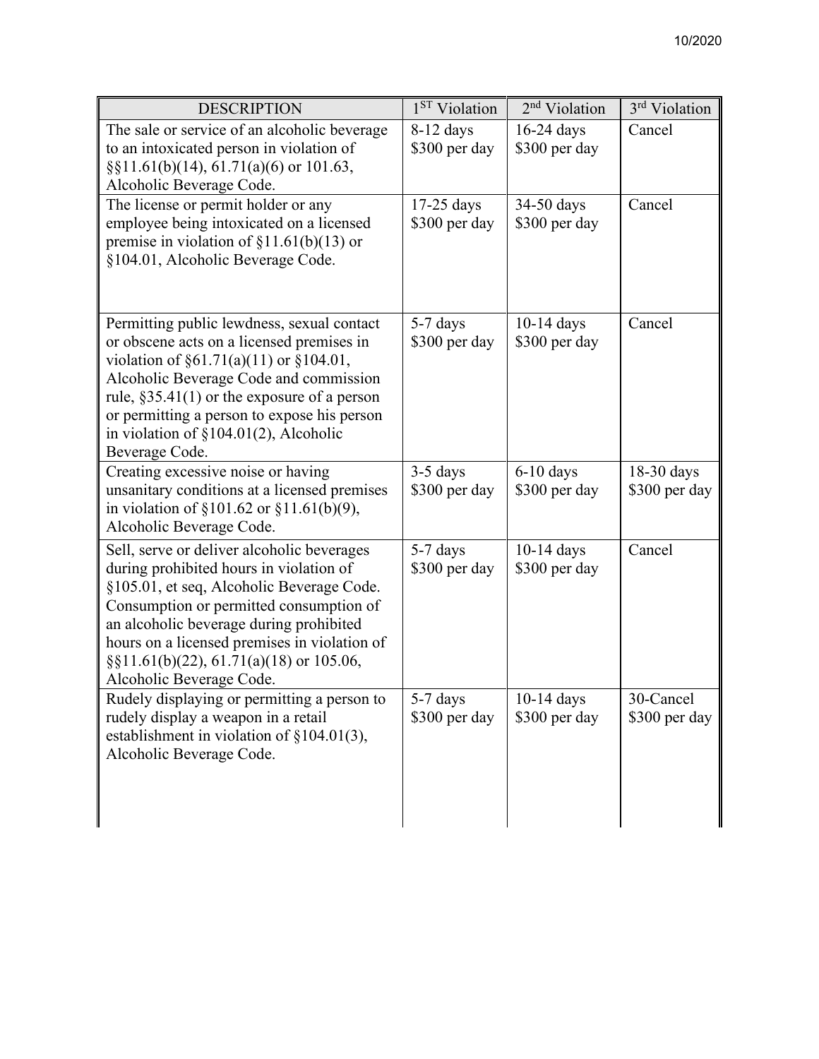| DESCRIPTION | 1ST Violation | 2nd Violation | 3rd Violation |
|---|---|---|---|
| The sale or service of an alcoholic beverage to an intoxicated person in violation of §§11.61(b)(14), 61.71(a)(6) or 101.63, Alcoholic Beverage Code. | 8-12 days $300 per day | 16-24 days $300 per day | Cancel |
| The license or permit holder or any employee being intoxicated on a licensed premise in violation of §11.61(b)(13) or §104.01, Alcoholic Beverage Code. | 17-25 days $300 per day | 34-50 days $300 per day | Cancel |
| Permitting public lewdness, sexual contact or obscene acts on a licensed premises in violation of §61.71(a)(11) or §104.01, Alcoholic Beverage Code and commission rule, §35.41(1) or the exposure of a person or permitting a person to expose his person in violation of §104.01(2), Alcoholic Beverage Code. | 5-7 days $300 per day | 10-14 days $300 per day | Cancel |
| Creating excessive noise or having unsanitary conditions at a licensed premises in violation of §101.62 or §11.61(b)(9), Alcoholic Beverage Code. | 3-5 days $300 per day | 6-10 days $300 per day | 18-30 days $300 per day |
| Sell, serve or deliver alcoholic beverages during prohibited hours in violation of §105.01, et seq, Alcoholic Beverage Code. Consumption or permitted consumption of an alcoholic beverage during prohibited hours on a licensed premises in violation of §§11.61(b)(22), 61.71(a)(18) or 105.06, Alcoholic Beverage Code. | 5-7 days $300 per day | 10-14 days $300 per day | Cancel |
| Rudely displaying or permitting a person to rudely display a weapon in a retail establishment in violation of §104.01(3), Alcoholic Beverage Code. | 5-7 days $300 per day | 10-14 days $300 per day | 30-Cancel $300 per day |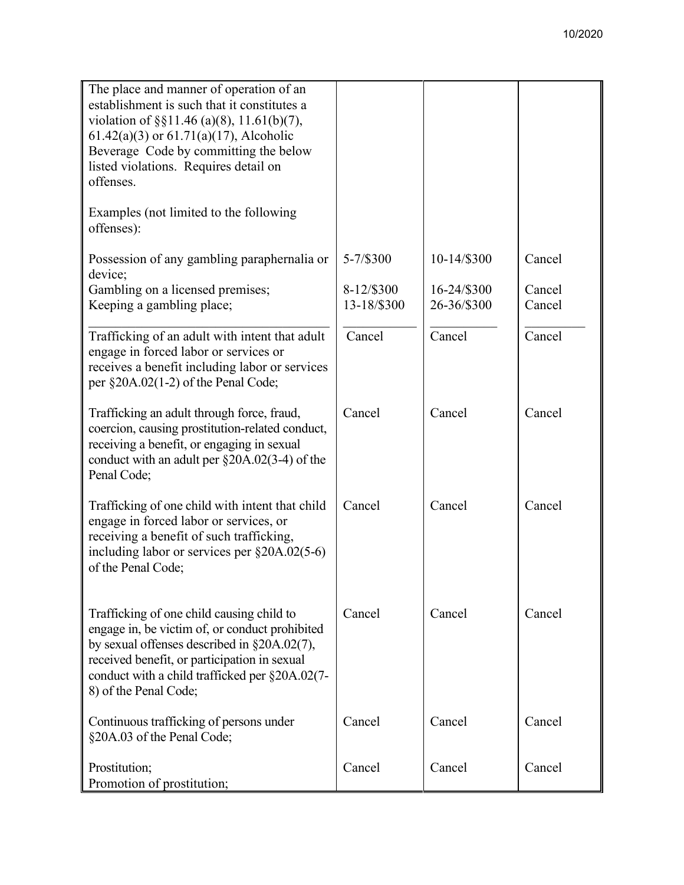| | | | |
|---|---|---|---|
| The place and manner of operation of an establishment is such that it constitutes a violation of §§11.46 (a)(8), 11.61(b)(7), 61.42(a)(3) or 61.71(a)(17), Alcoholic Beverage Code by committing the below listed violations. Requires detail on offenses.<br><br>Examples (not limited to the following offenses): | | | |
| Possession of any gambling paraphernalia or device; | 5-7/$300 | 10-14/$300 | Cancel |
| Gambling on a licensed premises; | 8-12/$300 | 16-24/$300 | Cancel |
| Keeping a gambling place; | 13-18/$300 | 26-36/$300 | Cancel |
| Trafficking of an adult with intent that adult engage in forced labor or services or receives a benefit including labor or services per §20A.02(1-2) of the Penal Code; | Cancel | Cancel | Cancel |
| Trafficking an adult through force, fraud, coercion, causing prostitution-related conduct, receiving a benefit, or engaging in sexual conduct with an adult per §20A.02(3-4) of the Penal Code; | Cancel | Cancel | Cancel |
| Trafficking of one child with intent that child engage in forced labor or services, or receiving a benefit of such trafficking, including labor or services per §20A.02(5-6) of the Penal Code; | Cancel | Cancel | Cancel |
| Trafficking of one child causing child to engage in, be victim of, or conduct prohibited by sexual offenses described in §20A.02(7), received benefit, or participation in sexual conduct with a child trafficked per §20A.02(7-8) of the Penal Code; | Cancel | Cancel | Cancel |
| Continuous trafficking of persons under §20A.03 of the Penal Code; | Cancel | Cancel | Cancel |
| Prostitution;<br>Promotion of prostitution; | Cancel | Cancel | Cancel |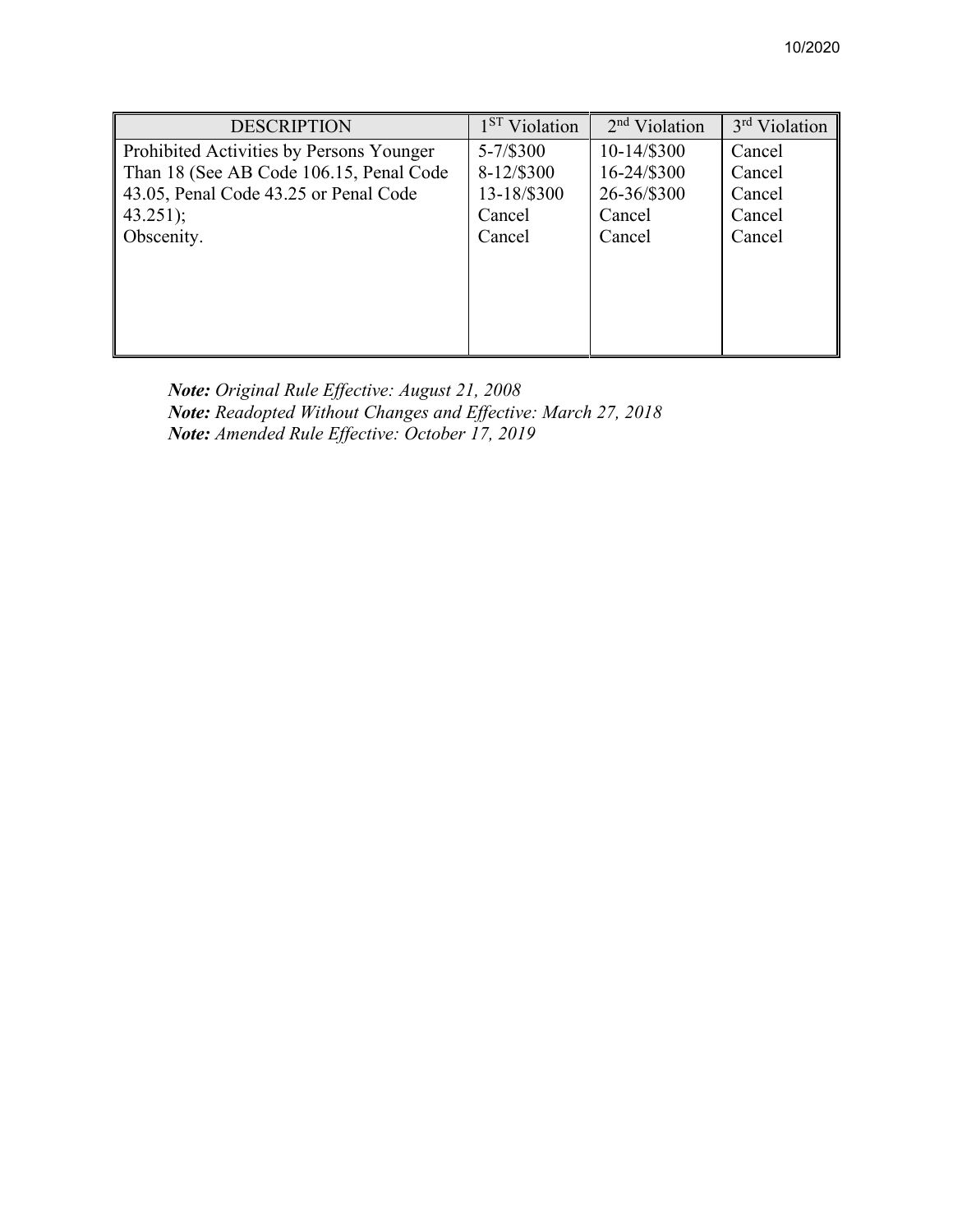| DESCRIPTION | 1ST Violation | 2nd Violation | 3rd Violation |
|---|---|---|---|
| Prohibited Activities by Persons Younger Than 18 (See AB Code 106.15, Penal Code 43.05, Penal Code 43.25 or Penal Code 43.251); Obscenity. | 5-7/$300<br>8-12/$300<br>13-18/$300<br>Cancel<br>Cancel | 10-14/$300<br>16-24/$300<br>26-36/$300<br>Cancel<br>Cancel | Cancel<br>Cancel<br>Cancel<br>Cancel<br>Cancel |

***Note:*** *Original Rule Effective: August 21, 2008*
***Note:*** *Readopted Without Changes and Effective: March 27, 2018*
***Note:*** *Amended Rule Effective: October 17, 2019*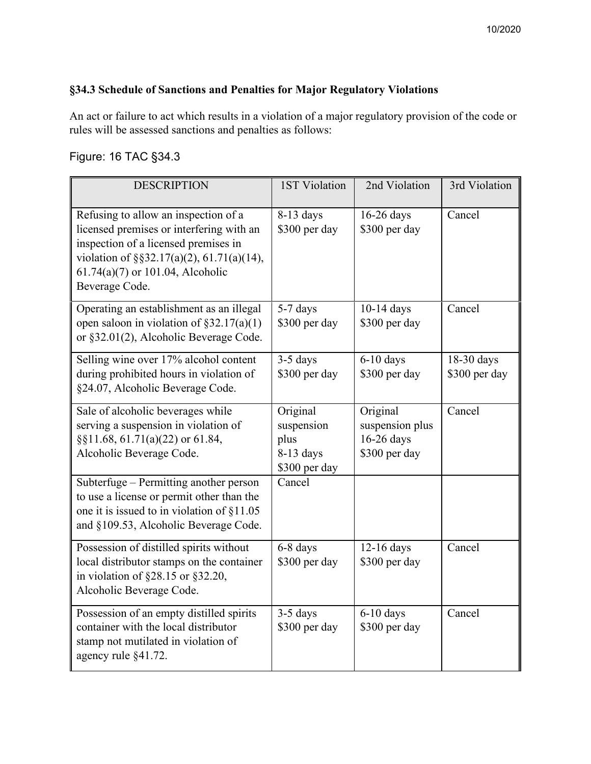## §34.3 Schedule of Sanctions and Penalties for Major Regulatory Violations

An act or failure to act which results in a violation of a major regulatory provision of the code or rules will be assessed sanctions and penalties as follows:

Figure: 16 TAC §34.3

| DESCRIPTION | 1ST Violation | 2nd Violation | 3rd Violation |
|---|---|---|---|
| Refusing to allow an inspection of a licensed premises or interfering with an inspection of a licensed premises in violation of §§32.17(a)(2), 61.71(a)(14), 61.74(a)(7) or 101.04, Alcoholic Beverage Code. | 8-13 days $300 per day | 16-26 days $300 per day | Cancel |
| Operating an establishment as an illegal open saloon in violation of §32.17(a)(1) or §32.01(2), Alcoholic Beverage Code. | 5-7 days $300 per day | 10-14 days $300 per day | Cancel |
| Selling wine over 17% alcohol content during prohibited hours in violation of §24.07, Alcoholic Beverage Code. | 3-5 days $300 per day | 6-10 days $300 per day | 18-30 days $300 per day |
| Sale of alcoholic beverages while serving a suspension in violation of §§11.68, 61.71(a)(22) or 61.84, Alcoholic Beverage Code. | Original suspension plus 8-13 days $300 per day | Original suspension plus 16-26 days $300 per day | Cancel |
| Subterfuge – Permitting another person to use a license or permit other than the one it is issued to in violation of §11.05 and §109.53, Alcoholic Beverage Code. | Cancel | | |
| Possession of distilled spirits without local distributor stamps on the container in violation of §28.15 or §32.20, Alcoholic Beverage Code. | 6-8 days $300 per day | 12-16 days $300 per day | Cancel |
| Possession of an empty distilled spirits container with the local distributor stamp not mutilated in violation of agency rule §41.72. | 3-5 days $300 per day | 6-10 days $300 per day | Cancel |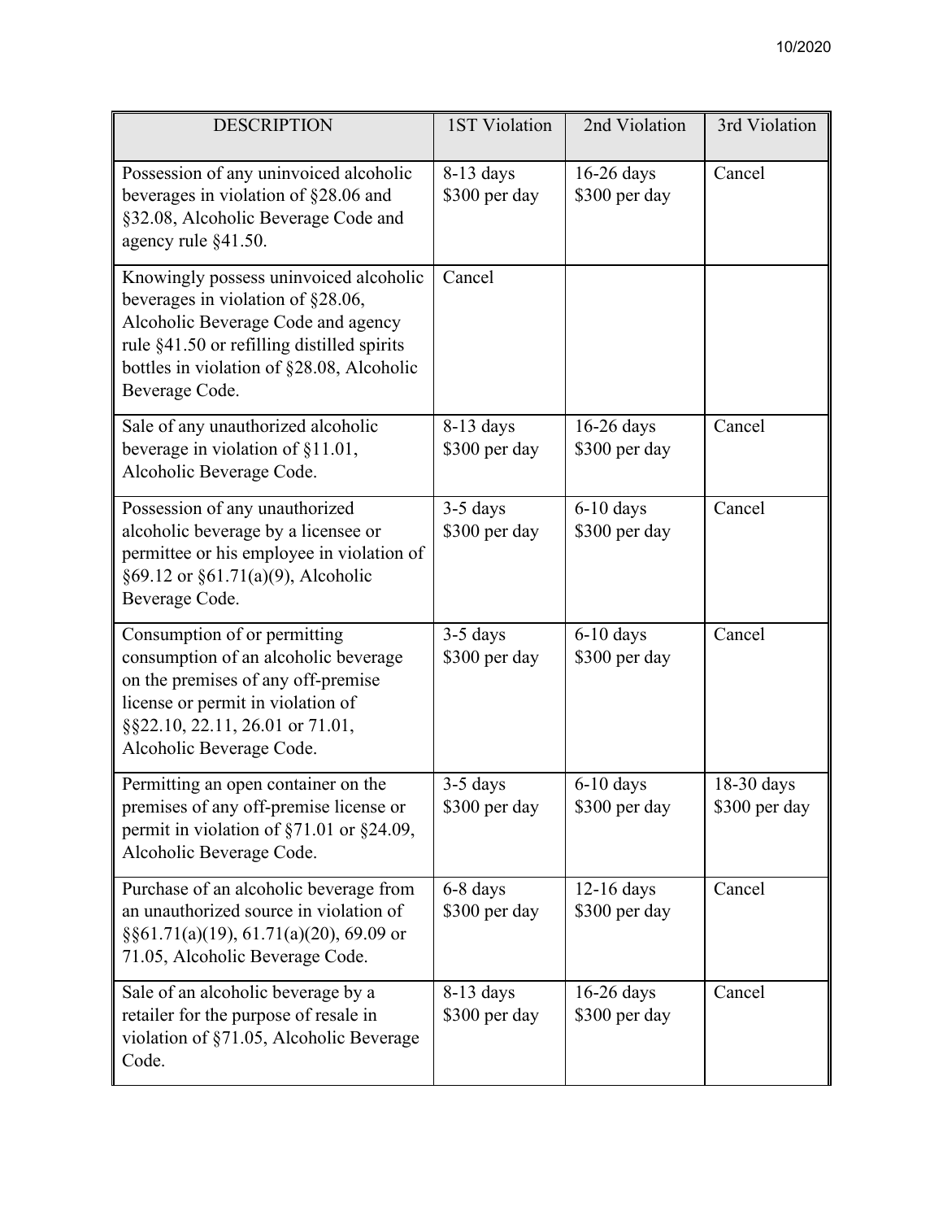| DESCRIPTION | 1ST Violation | 2nd Violation | 3rd Violation |
| --- | --- | --- | --- |
| Possession of any uninvoiced alcoholic beverages in violation of §28.06 and §32.08, Alcoholic Beverage Code and agency rule §41.50. | 8-13 days $300 per day | 16-26 days $300 per day | Cancel |
| Knowingly possess uninvoiced alcoholic beverages in violation of §28.06, Alcoholic Beverage Code and agency rule §41.50 or refilling distilled spirits bottles in violation of §28.08, Alcoholic Beverage Code. | Cancel | | |
| Sale of any unauthorized alcoholic beverage in violation of §11.01, Alcoholic Beverage Code. | 8-13 days $300 per day | 16-26 days $300 per day | Cancel |
| Possession of any unauthorized alcoholic beverage by a licensee or permittee or his employee in violation of §69.12 or §61.71(a)(9), Alcoholic Beverage Code. | 3-5 days $300 per day | 6-10 days $300 per day | Cancel |
| Consumption of or permitting consumption of an alcoholic beverage on the premises of any off-premise license or permit in violation of §§22.10, 22.11, 26.01 or 71.01, Alcoholic Beverage Code. | 3-5 days $300 per day | 6-10 days $300 per day | Cancel |
| Permitting an open container on the premises of any off-premise license or permit in violation of §71.01 or §24.09, Alcoholic Beverage Code. | 3-5 days $300 per day | 6-10 days $300 per day | 18-30 days $300 per day |
| Purchase of an alcoholic beverage from an unauthorized source in violation of §§61.71(a)(19), 61.71(a)(20), 69.09 or 71.05, Alcoholic Beverage Code. | 6-8 days $300 per day | 12-16 days $300 per day | Cancel |
| Sale of an alcoholic beverage by a retailer for the purpose of resale in violation of §71.05, Alcoholic Beverage Code. | 8-13 days $300 per day | 16-26 days $300 per day | Cancel |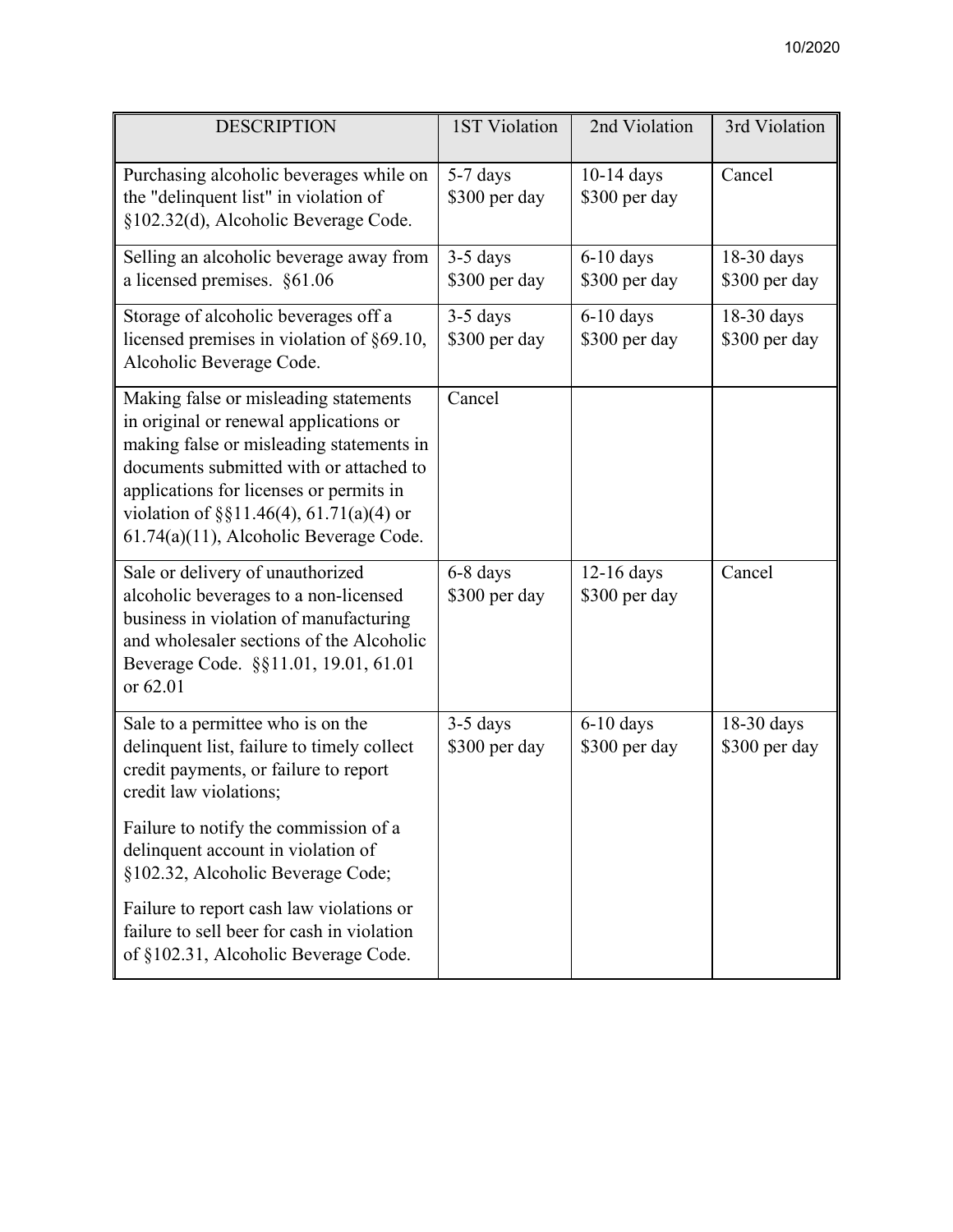| DESCRIPTION | 1ST Violation | 2nd Violation | 3rd Violation |
|---|---|---|---|
| Purchasing alcoholic beverages while on the "delinquent list" in violation of §102.32(d), Alcoholic Beverage Code. | 5-7 days<br>$300 per day | 10-14 days<br>$300 per day | Cancel |
| Selling an alcoholic beverage away from a licensed premises. §61.06 | 3-5 days<br>$300 per day | 6-10 days<br>$300 per day | 18-30 days<br>$300 per day |
| Storage of alcoholic beverages off a licensed premises in violation of §69.10, Alcoholic Beverage Code. | 3-5 days<br>$300 per day | 6-10 days<br>$300 per day | 18-30 days<br>$300 per day |
| Making false or misleading statements in original or renewal applications or making false or misleading statements in documents submitted with or attached to applications for licenses or permits in violation of §§11.46(4), 61.71(a)(4) or 61.74(a)(11), Alcoholic Beverage Code. | Cancel | | |
| Sale or delivery of unauthorized alcoholic beverages to a non-licensed business in violation of manufacturing and wholesaler sections of the Alcoholic Beverage Code. §§11.01, 19.01, 61.01 or 62.01 | 6-8 days<br>$300 per day | 12-16 days<br>$300 per day | Cancel |
| Sale to a permittee who is on the delinquent list, failure to timely collect credit payments, or failure to report credit law violations;<br><br>Failure to notify the commission of a delinquent account in violation of §102.32, Alcoholic Beverage Code;<br><br>Failure to report cash law violations or failure to sell beer for cash in violation of §102.31, Alcoholic Beverage Code. | 3-5 days<br>$300 per day | 6-10 days<br>$300 per day | 18-30 days<br>$300 per day |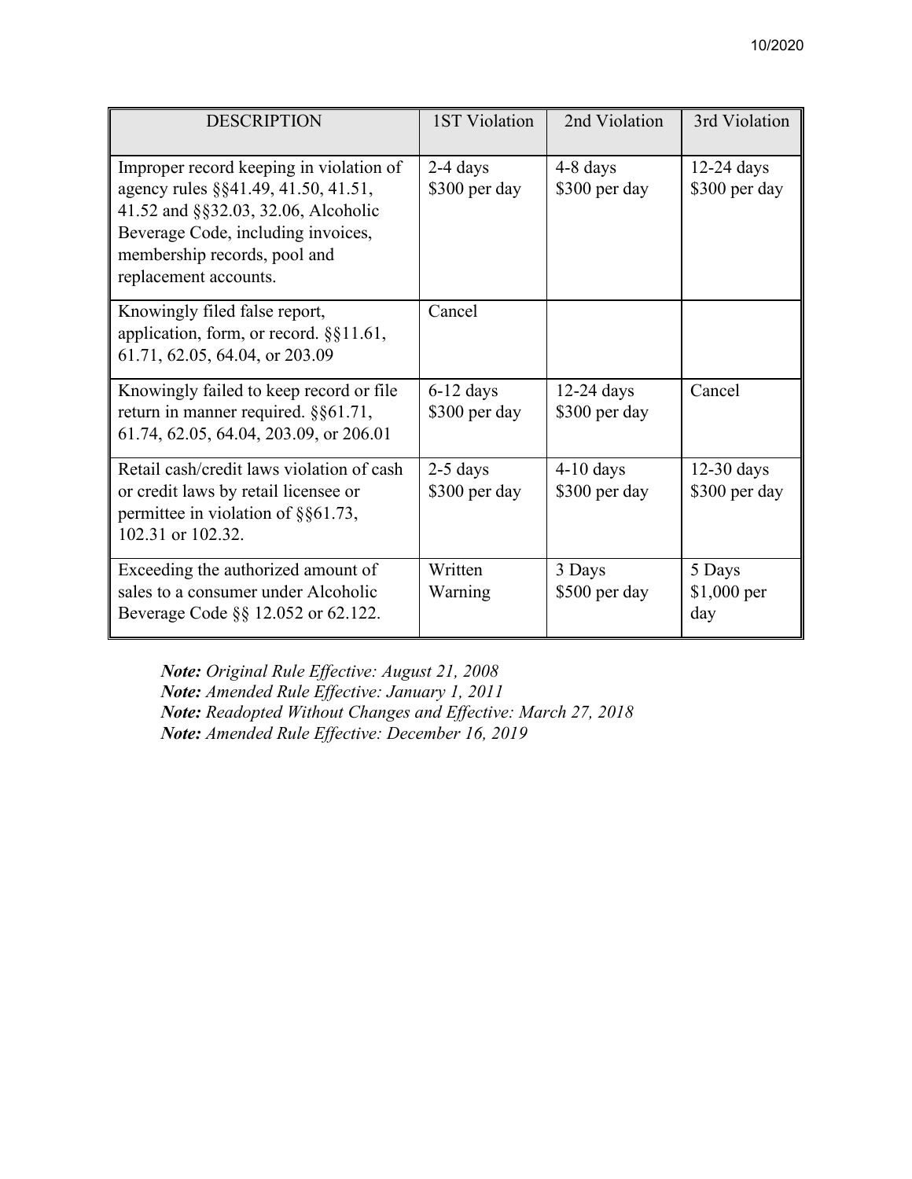| DESCRIPTION | 1ST Violation | 2nd Violation | 3rd Violation |
|---|---|---|---|
| Improper record keeping in violation of agency rules §§41.49, 41.50, 41.51, 41.52 and §§32.03, 32.06, Alcoholic Beverage Code, including invoices, membership records, pool and replacement accounts. | 2-4 days<br>$300 per day | 4-8 days<br>$300 per day | 12-24 days<br>$300 per day |
| Knowingly filed false report, application, form, or record. §§11.61, 61.71, 62.05, 64.04, or 203.09 | Cancel | | |
| Knowingly failed to keep record or file return in manner required. §§61.71, 61.74, 62.05, 64.04, 203.09, or 206.01 | 6-12 days<br>$300 per day | 12-24 days<br>$300 per day | Cancel |
| Retail cash/credit laws violation of cash or credit laws by retail licensee or permittee in violation of §§61.73, 102.31 or 102.32. | 2-5 days<br>$300 per day | 4-10 days<br>$300 per day | 12-30 days<br>$300 per day |
| Exceeding the authorized amount of sales to a consumer under Alcoholic Beverage Code §§ 12.052 or 62.122. | Written Warning | 3 Days<br>$500 per day | 5 Days<br>$1,000 per day |

***Note:*** *Original Rule Effective: August 21, 2008*
***Note:*** *Amended Rule Effective: January 1, 2011*
***Note:*** *Readopted Without Changes and Effective: March 27, 2018*
***Note:*** *Amended Rule Effective: December 16, 2019*